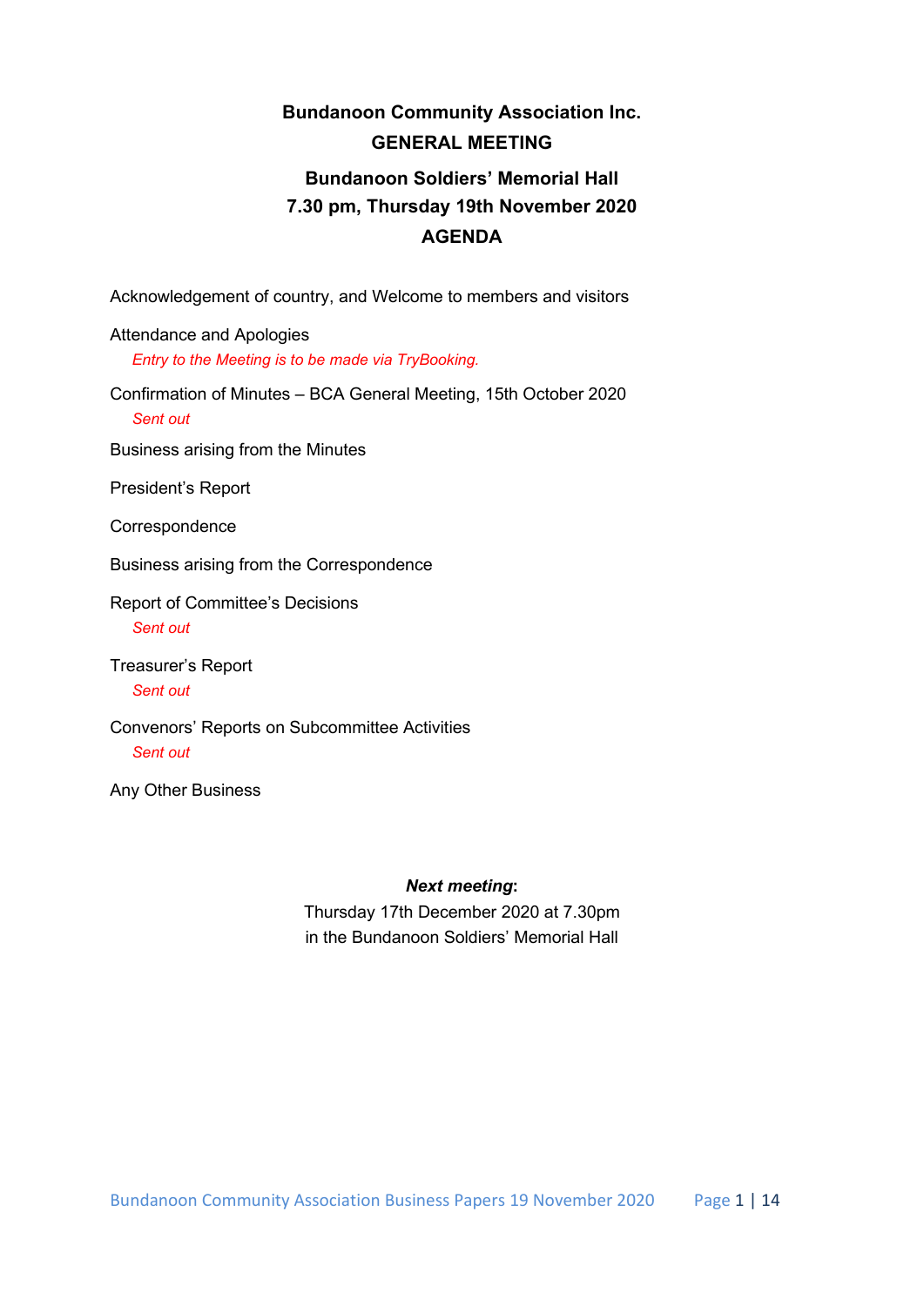# Bundanoon Community Association Inc.
## GENERAL MEETING

**Bundanoon Soldiers' Memorial Hall**
**7.30 pm, Thursday 19th November 2020**

## AGENDA

Acknowledgement of country, and Welcome to members and visitors

Attendance and Apologies
*Entry to the Meeting is to be made via TryBooking.*

Confirmation of Minutes – BCA General Meeting, 15th October 2020
*Sent out*

Business arising from the Minutes

President's Report

Correspondence

Business arising from the Correspondence

Report of Committee's Decisions
*Sent out*

Treasurer's Report
*Sent out*

Convenors' Reports on Subcommittee Activities
*Sent out*

Any Other Business

***Next meeting*:**
Thursday 17th December 2020 at 7.30pm
in the Bundanoon Soldiers' Memorial Hall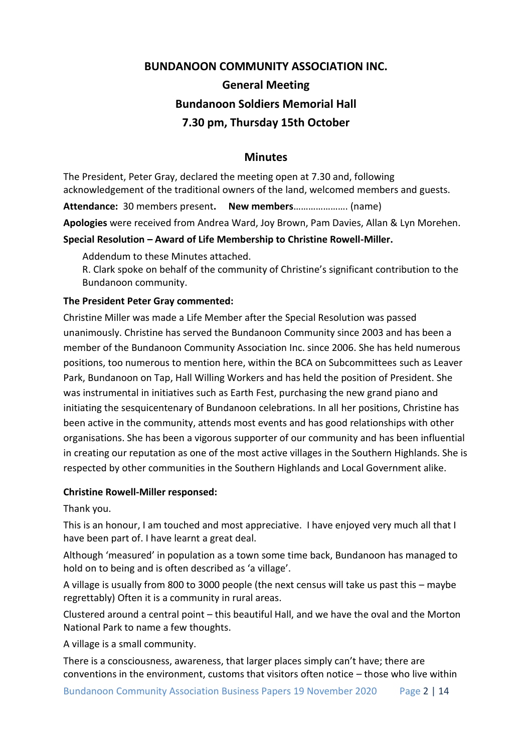# BUNDANOON COMMUNITY ASSOCIATION INC.

## General Meeting

## Bundanoon Soldiers Memorial Hall

## 7.30 pm, Thursday 15th October

## Minutes

The President, Peter Gray, declared the meeting open at 7.30 and, following acknowledgement of the traditional owners of the land, welcomed members and guests.

**Attendance:** 30 members present**.** **New members**…………………. (name)

**Apologies** were received from Andrea Ward, Joy Brown, Pam Davies, Allan & Lyn Morehen.

**Special Resolution – Award of Life Membership to Christine Rowell-Miller.**

> Addendum to these Minutes attached.
> R. Clark spoke on behalf of the community of Christine's significant contribution to the Bundanoon community.

**The President Peter Gray commented:**

Christine Miller was made a Life Member after the Special Resolution was passed unanimously. Christine has served the Bundanoon Community since 2003 and has been a member of the Bundanoon Community Association Inc. since 2006. She has held numerous positions, too numerous to mention here, within the BCA on Subcommittees such as Leaver Park, Bundanoon on Tap, Hall Willing Workers and has held the position of President. She was instrumental in initiatives such as Earth Fest, purchasing the new grand piano and initiating the sesquicentenary of Bundanoon celebrations. In all her positions, Christine has been active in the community, attends most events and has good relationships with other organisations. She has been a vigorous supporter of our community and has been influential in creating our reputation as one of the most active villages in the Southern Highlands. She is respected by other communities in the Southern Highlands and Local Government alike.

**Christine Rowell-Miller responsed:**

Thank you.

This is an honour, I am touched and most appreciative. I have enjoyed very much all that I have been part of. I have learnt a great deal.

Although 'measured' in population as a town some time back, Bundanoon has managed to hold on to being and is often described as 'a village'.

A village is usually from 800 to 3000 people (the next census will take us past this – maybe regrettably) Often it is a community in rural areas.

Clustered around a central point – this beautiful Hall, and we have the oval and the Morton National Park to name a few thoughts.

A village is a small community.

There is a consciousness, awareness, that larger places simply can't have; there are conventions in the environment, customs that visitors often notice – those who live within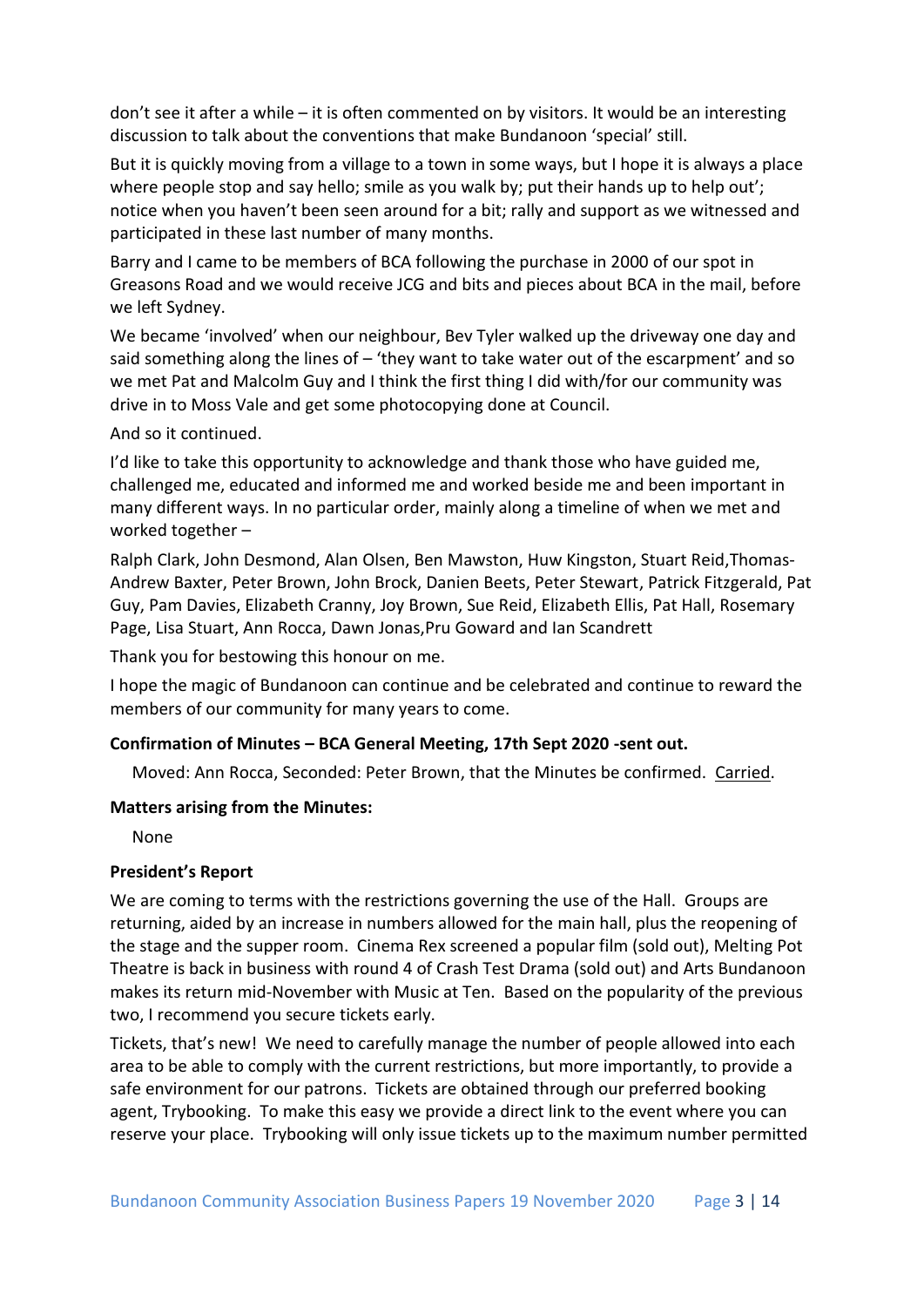don't see it after a while – it is often commented on by visitors. It would be an interesting discussion to talk about the conventions that make Bundanoon 'special' still.

But it is quickly moving from a village to a town in some ways, but I hope it is always a place where people stop and say hello; smile as you walk by; put their hands up to help out'; notice when you haven't been seen around for a bit; rally and support as we witnessed and participated in these last number of many months.

Barry and I came to be members of BCA following the purchase in 2000 of our spot in Greasons Road and we would receive JCG and bits and pieces about BCA in the mail, before we left Sydney.

We became 'involved' when our neighbour, Bev Tyler walked up the driveway one day and said something along the lines of – 'they want to take water out of the escarpment' and so we met Pat and Malcolm Guy and I think the first thing I did with/for our community was drive in to Moss Vale and get some photocopying done at Council.

And so it continued.

I'd like to take this opportunity to acknowledge and thank those who have guided me, challenged me, educated and informed me and worked beside me and been important in many different ways. In no particular order, mainly along a timeline of when we met and worked together –

Ralph Clark, John Desmond, Alan Olsen, Ben Mawston, Huw Kingston, Stuart Reid,Thomas-Andrew Baxter, Peter Brown, John Brock, Danien Beets, Peter Stewart, Patrick Fitzgerald, Pat Guy, Pam Davies, Elizabeth Cranny, Joy Brown, Sue Reid, Elizabeth Ellis, Pat Hall, Rosemary Page, Lisa Stuart, Ann Rocca, Dawn Jonas,Pru Goward and Ian Scandrett

Thank you for bestowing this honour on me.

I hope the magic of Bundanoon can continue and be celebrated and continue to reward the members of our community for many years to come.

**Confirmation of Minutes – BCA General Meeting, 17th Sept 2020 -sent out.**

Moved: Ann Rocca, Seconded: Peter Brown, that the Minutes be confirmed. Carried.

**Matters arising from the Minutes:**

None

**President's Report**

We are coming to terms with the restrictions governing the use of the Hall. Groups are returning, aided by an increase in numbers allowed for the main hall, plus the reopening of the stage and the supper room. Cinema Rex screened a popular film (sold out), Melting Pot Theatre is back in business with round 4 of Crash Test Drama (sold out) and Arts Bundanoon makes its return mid-November with Music at Ten. Based on the popularity of the previous two, I recommend you secure tickets early.

Tickets, that's new! We need to carefully manage the number of people allowed into each area to be able to comply with the current restrictions, but more importantly, to provide a safe environment for our patrons. Tickets are obtained through our preferred booking agent, Trybooking. To make this easy we provide a direct link to the event where you can reserve your place. Trybooking will only issue tickets up to the maximum number permitted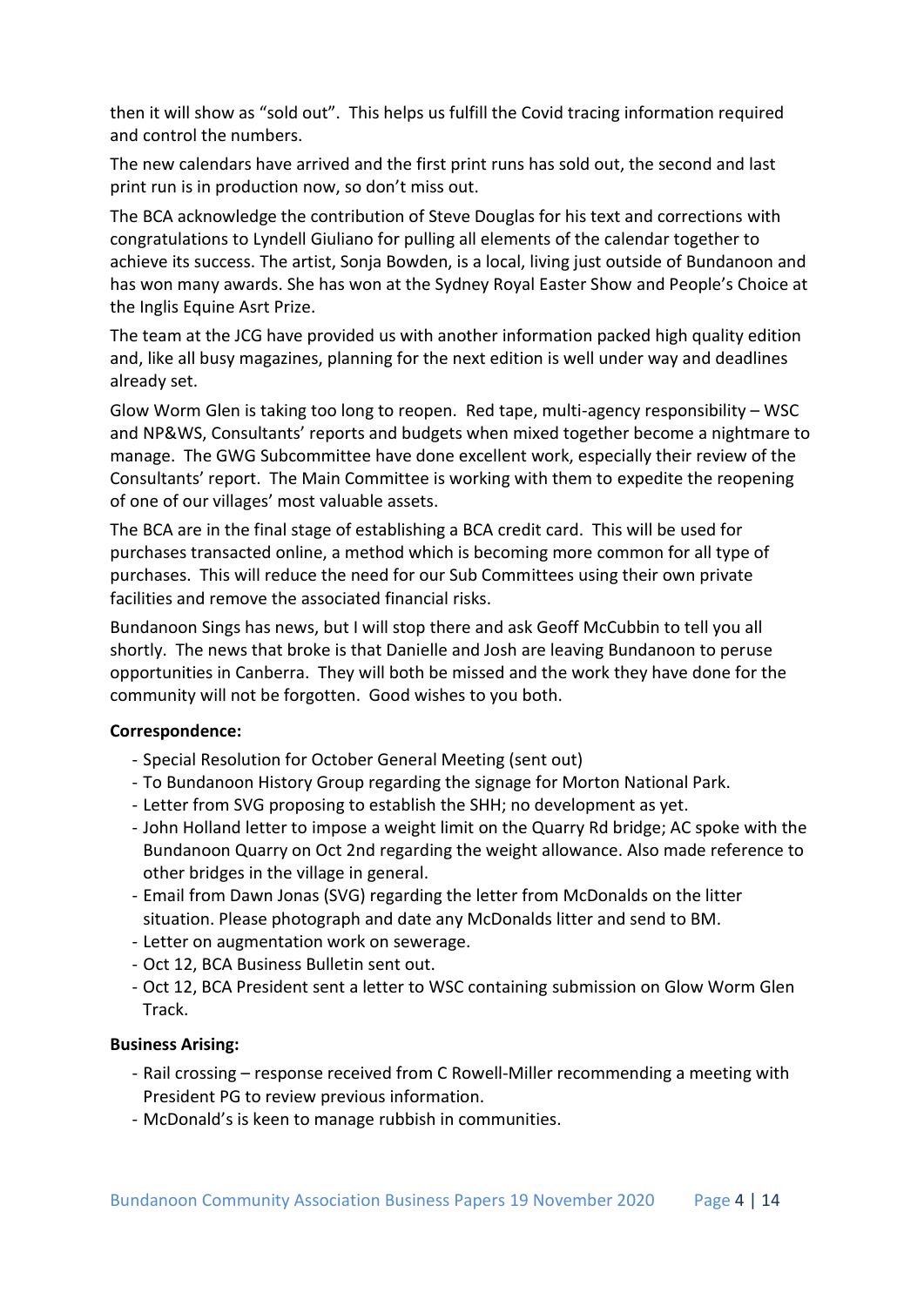then it will show as "sold out". This helps us fulfill the Covid tracing information required and control the numbers.

The new calendars have arrived and the first print runs has sold out, the second and last print run is in production now, so don't miss out.

The BCA acknowledge the contribution of Steve Douglas for his text and corrections with congratulations to Lyndell Giuliano for pulling all elements of the calendar together to achieve its success. The artist, Sonja Bowden, is a local, living just outside of Bundanoon and has won many awards. She has won at the Sydney Royal Easter Show and People's Choice at the Inglis Equine Asrt Prize.

The team at the JCG have provided us with another information packed high quality edition and, like all busy magazines, planning for the next edition is well under way and deadlines already set.

Glow Worm Glen is taking too long to reopen. Red tape, multi-agency responsibility – WSC and NP&WS, Consultants' reports and budgets when mixed together become a nightmare to manage. The GWG Subcommittee have done excellent work, especially their review of the Consultants' report. The Main Committee is working with them to expedite the reopening of one of our villages' most valuable assets.

The BCA are in the final stage of establishing a BCA credit card. This will be used for purchases transacted online, a method which is becoming more common for all type of purchases. This will reduce the need for our Sub Committees using their own private facilities and remove the associated financial risks.

Bundanoon Sings has news, but I will stop there and ask Geoff McCubbin to tell you all shortly. The news that broke is that Danielle and Josh are leaving Bundanoon to peruse opportunities in Canberra. They will both be missed and the work they have done for the community will not be forgotten. Good wishes to you both.

**Correspondence:**

- Special Resolution for October General Meeting (sent out)
- To Bundanoon History Group regarding the signage for Morton National Park.
- Letter from SVG proposing to establish the SHH; no development as yet.
- John Holland letter to impose a weight limit on the Quarry Rd bridge; AC spoke with the Bundanoon Quarry on Oct 2nd regarding the weight allowance. Also made reference to other bridges in the village in general.
- Email from Dawn Jonas (SVG) regarding the letter from McDonalds on the litter situation. Please photograph and date any McDonalds litter and send to BM.
- Letter on augmentation work on sewerage.
- Oct 12, BCA Business Bulletin sent out.
- Oct 12, BCA President sent a letter to WSC containing submission on Glow Worm Glen Track.

**Business Arising:**

- Rail crossing – response received from C Rowell-Miller recommending a meeting with President PG to review previous information.
- McDonald's is keen to manage rubbish in communities.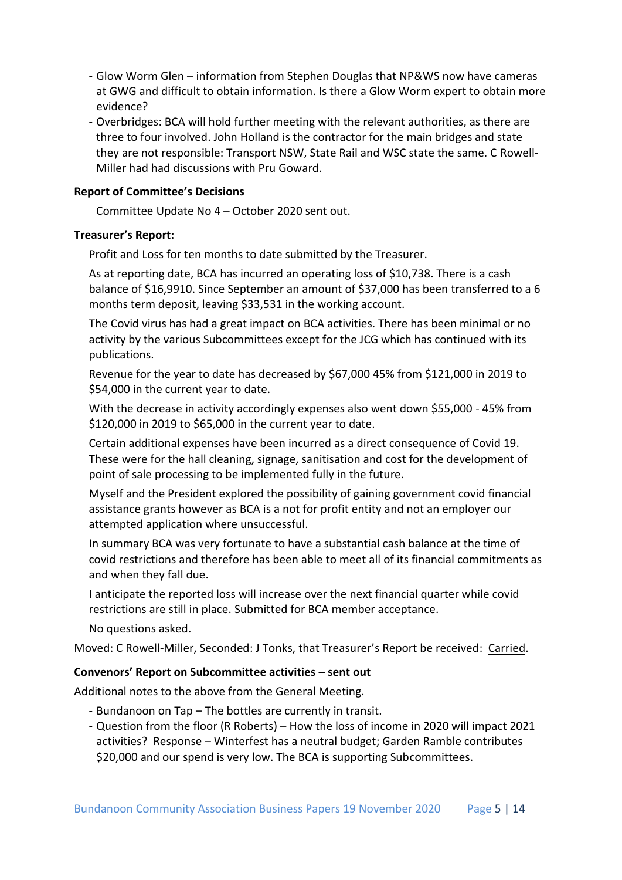- Glow Worm Glen – information from Stephen Douglas that NP&WS now have cameras at GWG and difficult to obtain information. Is there a Glow Worm expert to obtain more evidence?
- Overbridges: BCA will hold further meeting with the relevant authorities, as there are three to four involved. John Holland is the contractor for the main bridges and state they are not responsible: Transport NSW, State Rail and WSC state the same. C Rowell-Miller had had discussions with Pru Goward.

**Report of Committee's Decisions**

Committee Update No 4 – October 2020 sent out.

**Treasurer's Report:**

Profit and Loss for ten months to date submitted by the Treasurer.

As at reporting date, BCA has incurred an operating loss of $10,738. There is a cash balance of $16,9910. Since September an amount of $37,000 has been transferred to a 6 months term deposit, leaving $33,531 in the working account.

The Covid virus has had a great impact on BCA activities. There has been minimal or no activity by the various Subcommittees except for the JCG which has continued with its publications.

Revenue for the year to date has decreased by $67,000 45% from $121,000 in 2019 to $54,000 in the current year to date.

With the decrease in activity accordingly expenses also went down $55,000 - 45% from $120,000 in 2019 to $65,000 in the current year to date.

Certain additional expenses have been incurred as a direct consequence of Covid 19. These were for the hall cleaning, signage, sanitisation and cost for the development of point of sale processing to be implemented fully in the future.

Myself and the President explored the possibility of gaining government covid financial assistance grants however as BCA is a not for profit entity and not an employer our attempted application where unsuccessful.

In summary BCA was very fortunate to have a substantial cash balance at the time of covid restrictions and therefore has been able to meet all of its financial commitments as and when they fall due.

I anticipate the reported loss will increase over the next financial quarter while covid restrictions are still in place. Submitted for BCA member acceptance.

No questions asked.

Moved: C Rowell-Miller, Seconded: J Tonks, that Treasurer's Report be received: Carried.

**Convenors' Report on Subcommittee activities – sent out**

Additional notes to the above from the General Meeting.

- Bundanoon on Tap – The bottles are currently in transit.
- Question from the floor (R Roberts) – How the loss of income in 2020 will impact 2021 activities? Response – Winterfest has a neutral budget; Garden Ramble contributes $20,000 and our spend is very low. The BCA is supporting Subcommittees.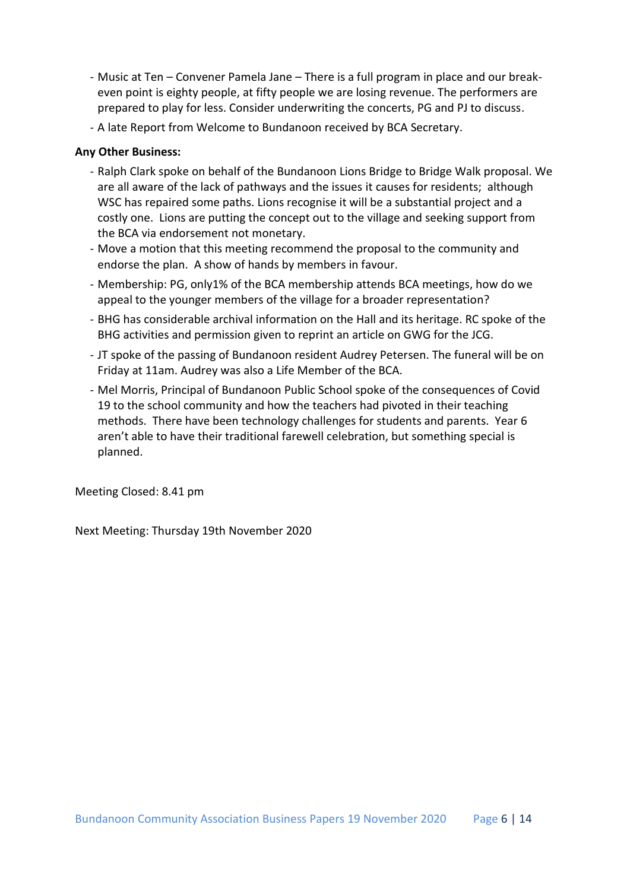- Music at Ten – Convener Pamela Jane – There is a full program in place and our break-even point is eighty people, at fifty people we are losing revenue. The performers are prepared to play for less. Consider underwriting the concerts, PG and PJ to discuss.
- A late Report from Welcome to Bundanoon received by BCA Secretary.

**Any Other Business:**

- Ralph Clark spoke on behalf of the Bundanoon Lions Bridge to Bridge Walk proposal. We are all aware of the lack of pathways and the issues it causes for residents; although WSC has repaired some paths. Lions recognise it will be a substantial project and a costly one. Lions are putting the concept out to the village and seeking support from the BCA via endorsement not monetary.
- Move a motion that this meeting recommend the proposal to the community and endorse the plan. A show of hands by members in favour.
- Membership: PG, only1% of the BCA membership attends BCA meetings, how do we appeal to the younger members of the village for a broader representation?
- BHG has considerable archival information on the Hall and its heritage. RC spoke of the BHG activities and permission given to reprint an article on GWG for the JCG.
- JT spoke of the passing of Bundanoon resident Audrey Petersen. The funeral will be on Friday at 11am. Audrey was also a Life Member of the BCA.
- Mel Morris, Principal of Bundanoon Public School spoke of the consequences of Covid 19 to the school community and how the teachers had pivoted in their teaching methods. There have been technology challenges for students and parents. Year 6 aren't able to have their traditional farewell celebration, but something special is planned.

Meeting Closed: 8.41 pm

Next Meeting: Thursday 19th November 2020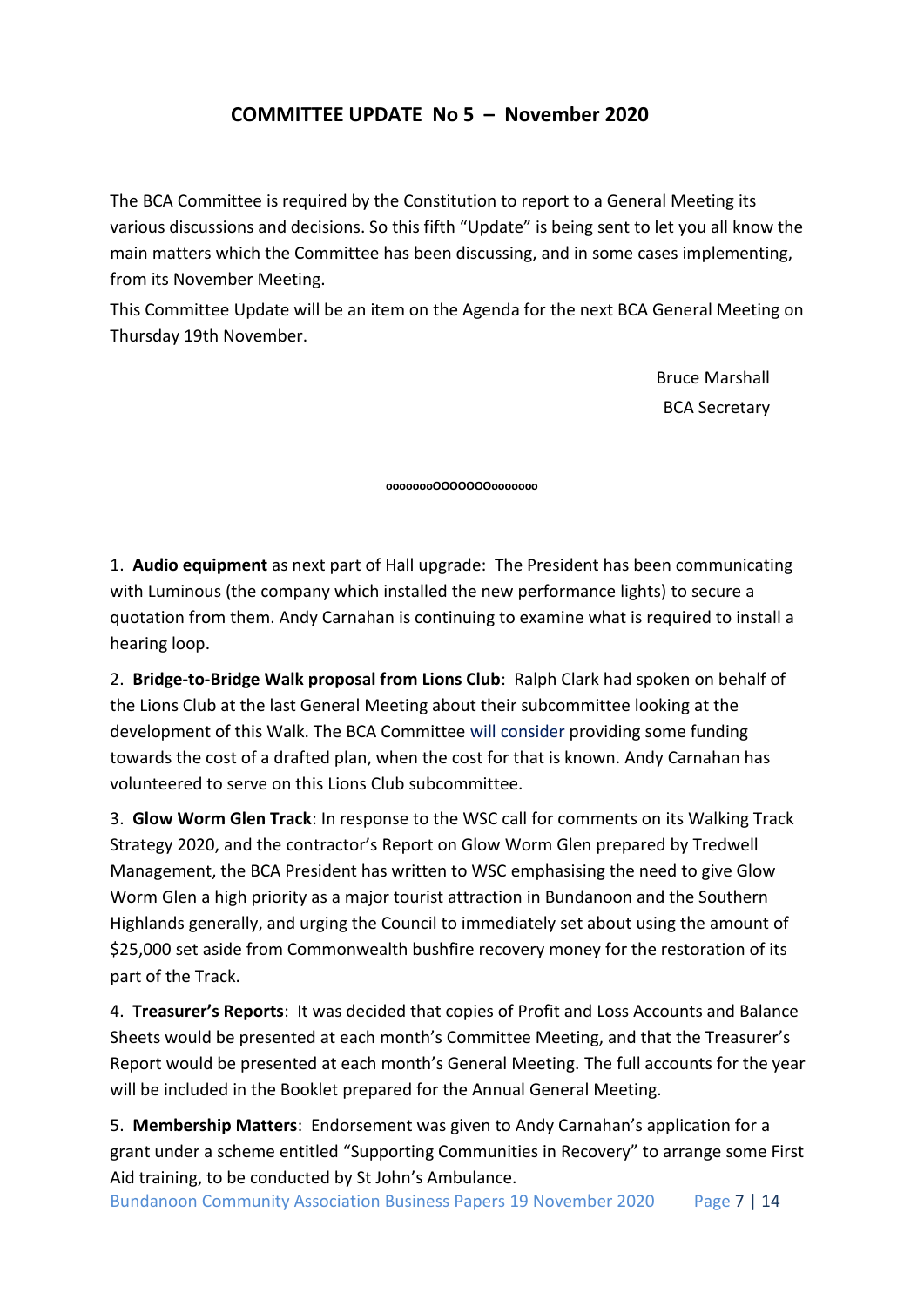## COMMITTEE UPDATE No 5 – November 2020

The BCA Committee is required by the Constitution to report to a General Meeting its various discussions and decisions. So this fifth "Update" is being sent to let you all know the main matters which the Committee has been discussing, and in some cases implementing, from its November Meeting.

This Committee Update will be an item on the Agenda for the next BCA General Meeting on Thursday 19th November.

Bruce Marshall
BCA Secretary

oooooooOOOOOOOooooooo

1. **Audio equipment** as next part of Hall upgrade: The President has been communicating with Luminous (the company which installed the new performance lights) to secure a quotation from them. Andy Carnahan is continuing to examine what is required to install a hearing loop.

2. **Bridge-to-Bridge Walk proposal from Lions Club**: Ralph Clark had spoken on behalf of the Lions Club at the last General Meeting about their subcommittee looking at the development of this Walk. The BCA Committee will consider providing some funding towards the cost of a drafted plan, when the cost for that is known. Andy Carnahan has volunteered to serve on this Lions Club subcommittee.

3. **Glow Worm Glen Track**: In response to the WSC call for comments on its Walking Track Strategy 2020, and the contractor's Report on Glow Worm Glen prepared by Tredwell Management, the BCA President has written to WSC emphasising the need to give Glow Worm Glen a high priority as a major tourist attraction in Bundanoon and the Southern Highlands generally, and urging the Council to immediately set about using the amount of $25,000 set aside from Commonwealth bushfire recovery money for the restoration of its part of the Track.

4. **Treasurer's Reports**: It was decided that copies of Profit and Loss Accounts and Balance Sheets would be presented at each month's Committee Meeting, and that the Treasurer's Report would be presented at each month's General Meeting. The full accounts for the year will be included in the Booklet prepared for the Annual General Meeting.

5. **Membership Matters**: Endorsement was given to Andy Carnahan's application for a grant under a scheme entitled "Supporting Communities in Recovery" to arrange some First Aid training, to be conducted by St John's Ambulance.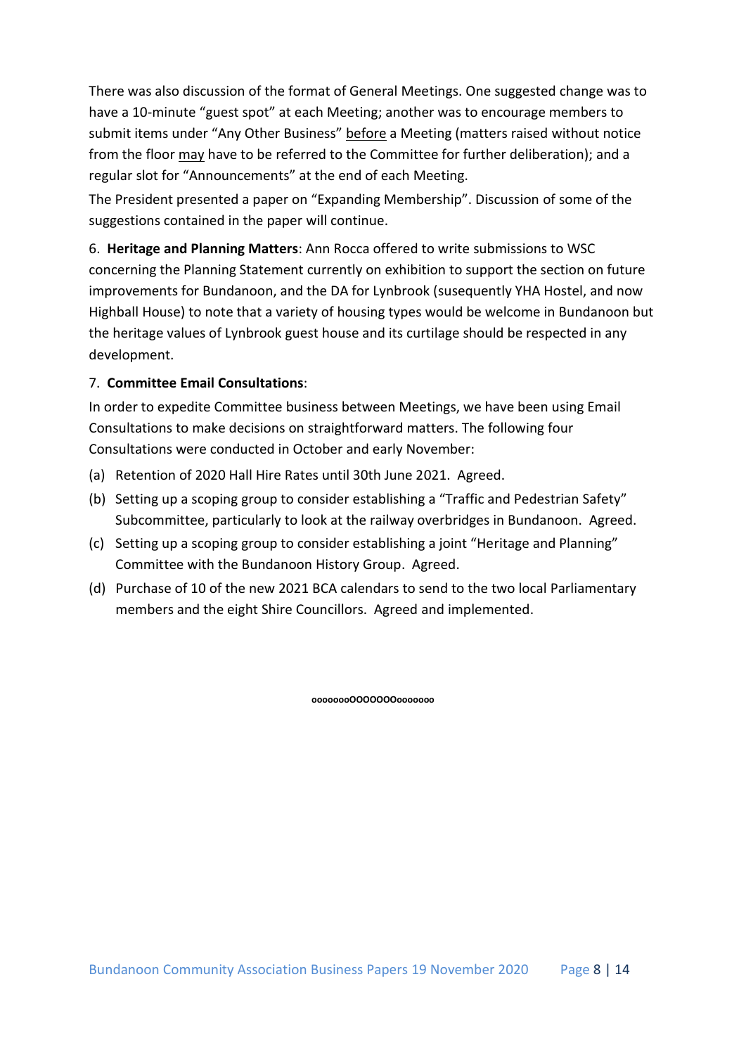There was also discussion of the format of General Meetings. One suggested change was to have a 10-minute "guest spot" at each Meeting; another was to encourage members to submit items under "Any Other Business" <u>before</u> a Meeting (matters raised without notice from the floor <u>may</u> have to be referred to the Committee for further deliberation); and a regular slot for "Announcements" at the end of each Meeting.

The President presented a paper on "Expanding Membership". Discussion of some of the suggestions contained in the paper will continue.

6. **Heritage and Planning Matters**: Ann Rocca offered to write submissions to WSC concerning the Planning Statement currently on exhibition to support the section on future improvements for Bundanoon, and the DA for Lynbrook (susequently YHA Hostel, and now Highball House) to note that a variety of housing types would be welcome in Bundanoon but the heritage values of Lynbrook guest house and its curtilage should be respected in any development.

7. **Committee Email Consultations**:

In order to expedite Committee business between Meetings, we have been using Email Consultations to make decisions on straightforward matters. The following four Consultations were conducted in October and early November:

(a) Retention of 2020 Hall Hire Rates until 30th June 2021. Agreed.

(b) Setting up a scoping group to consider establishing a "Traffic and Pedestrian Safety" Subcommittee, particularly to look at the railway overbridges in Bundanoon. Agreed.

(c) Setting up a scoping group to consider establishing a joint "Heritage and Planning" Committee with the Bundanoon History Group. Agreed.

(d) Purchase of 10 of the new 2021 BCA calendars to send to the two local Parliamentary members and the eight Shire Councillors. Agreed and implemented.

oooooooOOOOOOOooooooo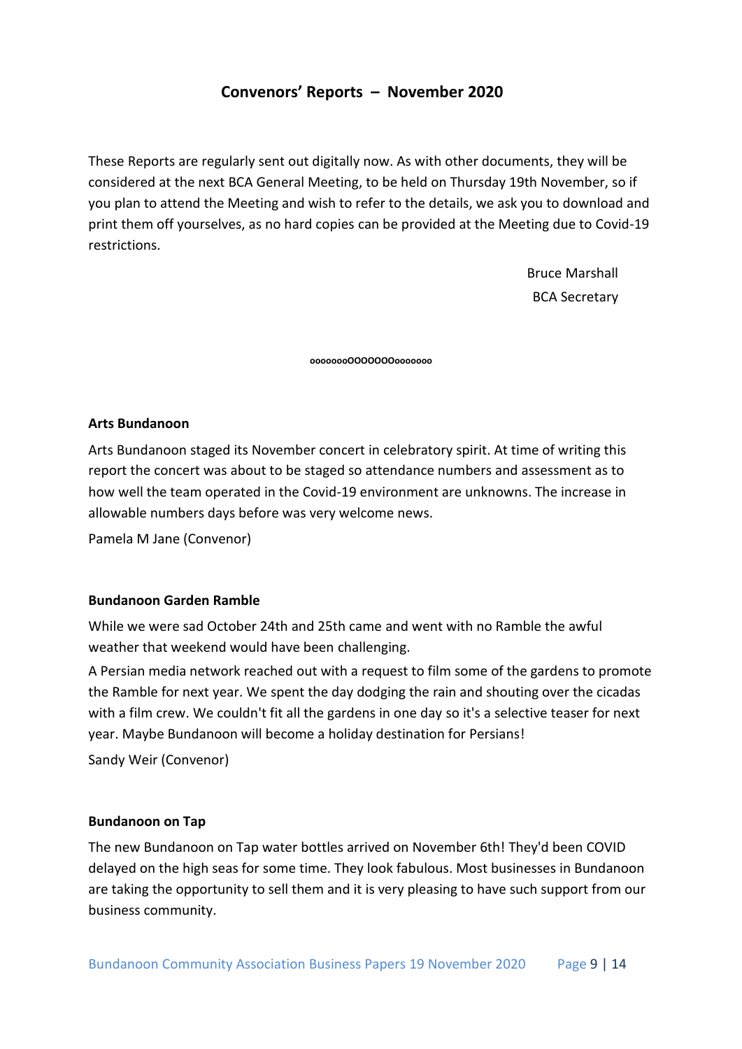## Convenors' Reports – November 2020

These Reports are regularly sent out digitally now. As with other documents, they will be considered at the next BCA General Meeting, to be held on Thursday 19th November, so if you plan to attend the Meeting and wish to refer to the details, we ask you to download and print them off yourselves, as no hard copies can be provided at the Meeting due to Covid-19 restrictions.

Bruce Marshall
BCA Secretary

oooooooOOOOOOOooooooo

**Arts Bundanoon**

Arts Bundanoon staged its November concert in celebratory spirit. At time of writing this report the concert was about to be staged so attendance numbers and assessment as to how well the team operated in the Covid-19 environment are unknowns. The increase in allowable numbers days before was very welcome news.

Pamela M Jane (Convenor)

**Bundanoon Garden Ramble**

While we were sad October 24th and 25th came and went with no Ramble the awful weather that weekend would have been challenging.

A Persian media network reached out with a request to film some of the gardens to promote the Ramble for next year. We spent the day dodging the rain and shouting over the cicadas with a film crew. We couldn't fit all the gardens in one day so it's a selective teaser for next year. Maybe Bundanoon will become a holiday destination for Persians!

Sandy Weir (Convenor)

**Bundanoon on Tap**

The new Bundanoon on Tap water bottles arrived on November 6th! They'd been COVID delayed on the high seas for some time. They look fabulous. Most businesses in Bundanoon are taking the opportunity to sell them and it is very pleasing to have such support from our business community.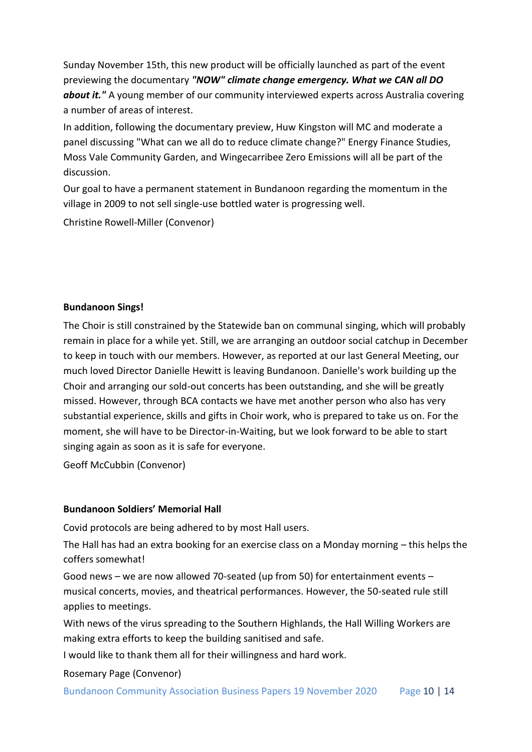Sunday November 15th, this new product will be officially launched as part of the event previewing the documentary ***"NOW" climate change emergency. What we CAN all DO about it."*** A young member of our community interviewed experts across Australia covering a number of areas of interest.

In addition, following the documentary preview, Huw Kingston will MC and moderate a panel discussing "What can we all do to reduce climate change?" Energy Finance Studies, Moss Vale Community Garden, and Wingecarribee Zero Emissions will all be part of the discussion.

Our goal to have a permanent statement in Bundanoon regarding the momentum in the village in 2009 to not sell single-use bottled water is progressing well.

Christine Rowell-Miller (Convenor)

**Bundanoon Sings!**

The Choir is still constrained by the Statewide ban on communal singing, which will probably remain in place for a while yet. Still, we are arranging an outdoor social catchup in December to keep in touch with our members. However, as reported at our last General Meeting, our much loved Director Danielle Hewitt is leaving Bundanoon. Danielle's work building up the Choir and arranging our sold-out concerts has been outstanding, and she will be greatly missed. However, through BCA contacts we have met another person who also has very substantial experience, skills and gifts in Choir work, who is prepared to take us on. For the moment, she will have to be Director-in-Waiting, but we look forward to be able to start singing again as soon as it is safe for everyone.

Geoff McCubbin (Convenor)

**Bundanoon Soldiers' Memorial Hall**

Covid protocols are being adhered to by most Hall users.

The Hall has had an extra booking for an exercise class on a Monday morning – this helps the coffers somewhat!

Good news – we are now allowed 70-seated (up from 50) for entertainment events – musical concerts, movies, and theatrical performances. However, the 50-seated rule still applies to meetings.

With news of the virus spreading to the Southern Highlands, the Hall Willing Workers are making extra efforts to keep the building sanitised and safe.

I would like to thank them all for their willingness and hard work.

Rosemary Page (Convenor)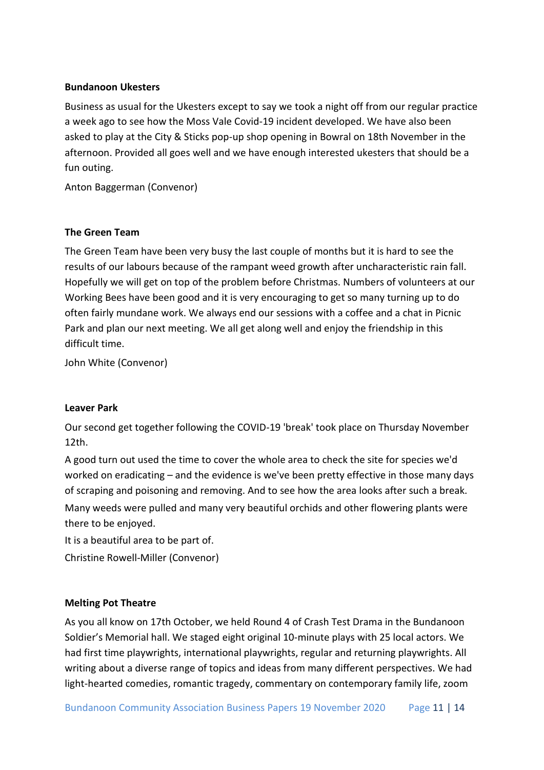**Bundanoon Ukesters**

Business as usual for the Ukesters except to say we took a night off from our regular practice a week ago to see how the Moss Vale Covid-19 incident developed. We have also been asked to play at the City & Sticks pop-up shop opening in Bowral on 18th November in the afternoon. Provided all goes well and we have enough interested ukesters that should be a fun outing.

Anton Baggerman (Convenor)

**The Green Team**

The Green Team have been very busy the last couple of months but it is hard to see the results of our labours because of the rampant weed growth after uncharacteristic rain fall. Hopefully we will get on top of the problem before Christmas. Numbers of volunteers at our Working Bees have been good and it is very encouraging to get so many turning up to do often fairly mundane work. We always end our sessions with a coffee and a chat in Picnic Park and plan our next meeting. We all get along well and enjoy the friendship in this difficult time.

John White (Convenor)

**Leaver Park**

Our second get together following the COVID-19 'break' took place on Thursday November 12th.

A good turn out used the time to cover the whole area to check the site for species we'd worked on eradicating – and the evidence is we've been pretty effective in those many days of scraping and poisoning and removing. And to see how the area looks after such a break.

Many weeds were pulled and many very beautiful orchids and other flowering plants were there to be enjoyed.

It is a beautiful area to be part of.

Christine Rowell-Miller (Convenor)

**Melting Pot Theatre**

As you all know on 17th October, we held Round 4 of Crash Test Drama in the Bundanoon Soldier's Memorial hall. We staged eight original 10-minute plays with 25 local actors. We had first time playwrights, international playwrights, regular and returning playwrights. All writing about a diverse range of topics and ideas from many different perspectives. We had light-hearted comedies, romantic tragedy, commentary on contemporary family life, zoom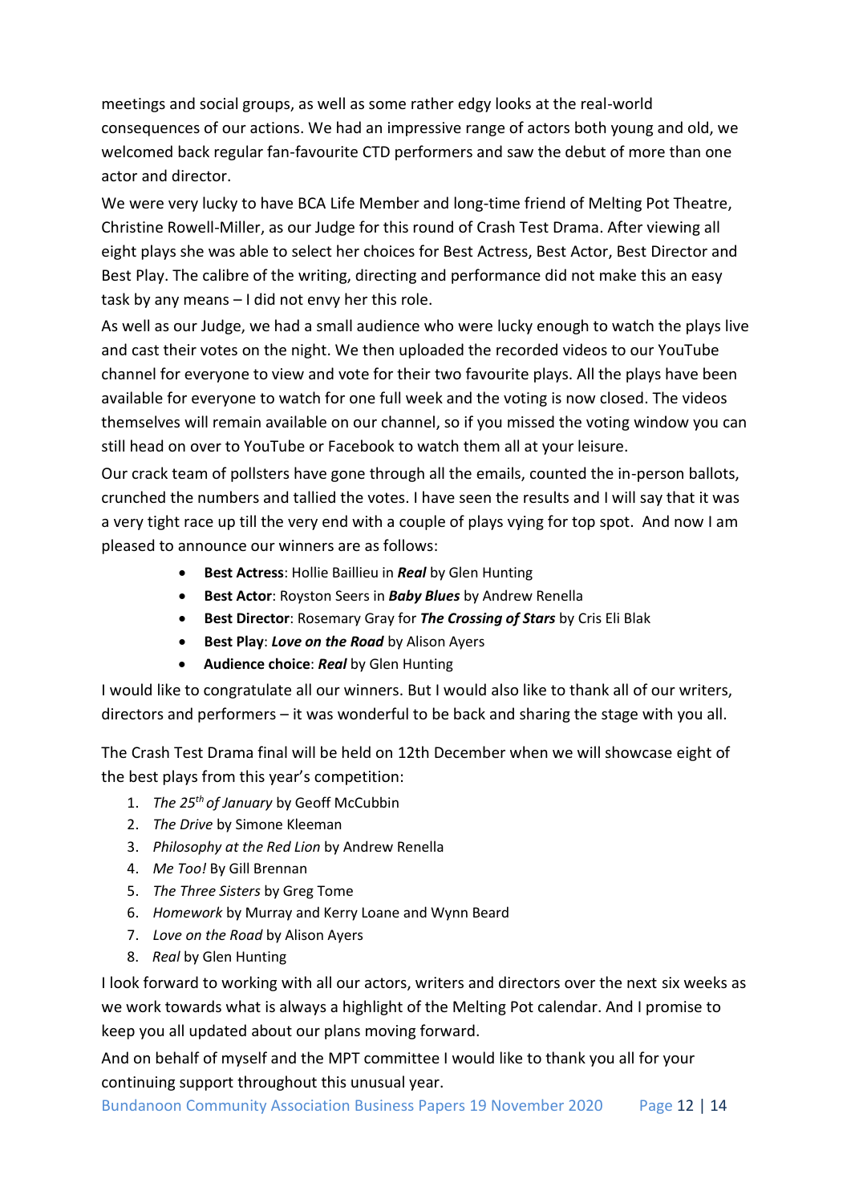meetings and social groups, as well as some rather edgy looks at the real-world consequences of our actions. We had an impressive range of actors both young and old, we welcomed back regular fan-favourite CTD performers and saw the debut of more than one actor and director.

We were very lucky to have BCA Life Member and long-time friend of Melting Pot Theatre, Christine Rowell-Miller, as our Judge for this round of Crash Test Drama. After viewing all eight plays she was able to select her choices for Best Actress, Best Actor, Best Director and Best Play. The calibre of the writing, directing and performance did not make this an easy task by any means – I did not envy her this role.

As well as our Judge, we had a small audience who were lucky enough to watch the plays live and cast their votes on the night. We then uploaded the recorded videos to our YouTube channel for everyone to view and vote for their two favourite plays. All the plays have been available for everyone to watch for one full week and the voting is now closed. The videos themselves will remain available on our channel, so if you missed the voting window you can still head on over to YouTube or Facebook to watch them all at your leisure.

Our crack team of pollsters have gone through all the emails, counted the in-person ballots, crunched the numbers and tallied the votes. I have seen the results and I will say that it was a very tight race up till the very end with a couple of plays vying for top spot. And now I am pleased to announce our winners are as follows:

- **Best Actress**: Hollie Baillieu in ***Real*** by Glen Hunting
- **Best Actor**: Royston Seers in ***Baby Blues*** by Andrew Renella
- **Best Director**: Rosemary Gray for ***The Crossing of Stars*** by Cris Eli Blak
- **Best Play**: ***Love on the Road*** by Alison Ayers
- **Audience choice**: ***Real*** by Glen Hunting

I would like to congratulate all our winners. But I would also like to thank all of our writers, directors and performers – it was wonderful to be back and sharing the stage with you all.

The Crash Test Drama final will be held on 12th December when we will showcase eight of the best plays from this year's competition:

1. *The 25th of January* by Geoff McCubbin
2. *The Drive* by Simone Kleeman
3. *Philosophy at the Red Lion* by Andrew Renella
4. *Me Too!* By Gill Brennan
5. *The Three Sisters* by Greg Tome
6. *Homework* by Murray and Kerry Loane and Wynn Beard
7. *Love on the Road* by Alison Ayers
8. *Real* by Glen Hunting

I look forward to working with all our actors, writers and directors over the next six weeks as we work towards what is always a highlight of the Melting Pot calendar. And I promise to keep you all updated about our plans moving forward.

And on behalf of myself and the MPT committee I would like to thank you all for your continuing support throughout this unusual year.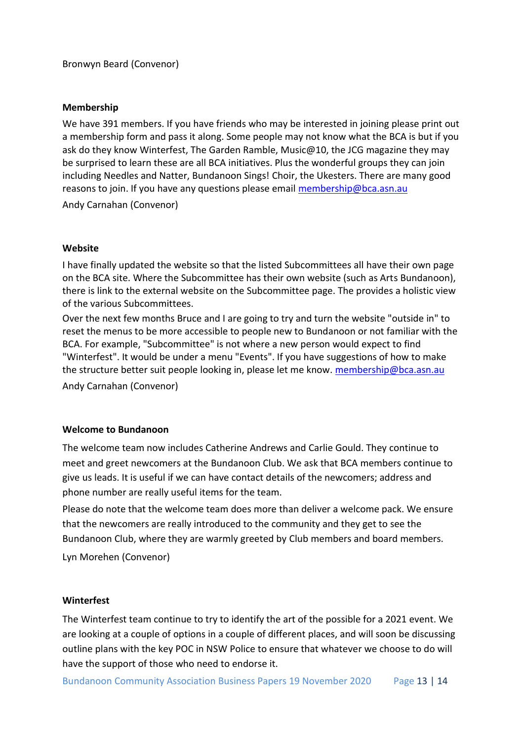Bronwyn Beard (Convenor)

**Membership**

We have 391 members. If you have friends who may be interested in joining please print out a membership form and pass it along. Some people may not know what the BCA is but if you ask do they know Winterfest, The Garden Ramble, Music@10, the JCG magazine they may be surprised to learn these are all BCA initiatives. Plus the wonderful groups they can join including Needles and Natter, Bundanoon Sings! Choir, the Ukesters. There are many good reasons to join. If you have any questions please email membership@bca.asn.au

Andy Carnahan (Convenor)

**Website**

I have finally updated the website so that the listed Subcommittees all have their own page on the BCA site. Where the Subcommittee has their own website (such as Arts Bundanoon), there is link to the external website on the Subcommittee page. The provides a holistic view of the various Subcommittees.

Over the next few months Bruce and I are going to try and turn the website "outside in" to reset the menus to be more accessible to people new to Bundanoon or not familiar with the BCA. For example, "Subcommittee" is not where a new person would expect to find "Winterfest". It would be under a menu "Events". If you have suggestions of how to make the structure better suit people looking in, please let me know. membership@bca.asn.au

Andy Carnahan (Convenor)

**Welcome to Bundanoon**

The welcome team now includes Catherine Andrews and Carlie Gould. They continue to meet and greet newcomers at the Bundanoon Club. We ask that BCA members continue to give us leads. It is useful if we can have contact details of the newcomers; address and phone number are really useful items for the team.

Please do note that the welcome team does more than deliver a welcome pack. We ensure that the newcomers are really introduced to the community and they get to see the Bundanoon Club, where they are warmly greeted by Club members and board members.

Lyn Morehen (Convenor)

**Winterfest**

The Winterfest team continue to try to identify the art of the possible for a 2021 event. We are looking at a couple of options in a couple of different places, and will soon be discussing outline plans with the key POC in NSW Police to ensure that whatever we choose to do will have the support of those who need to endorse it.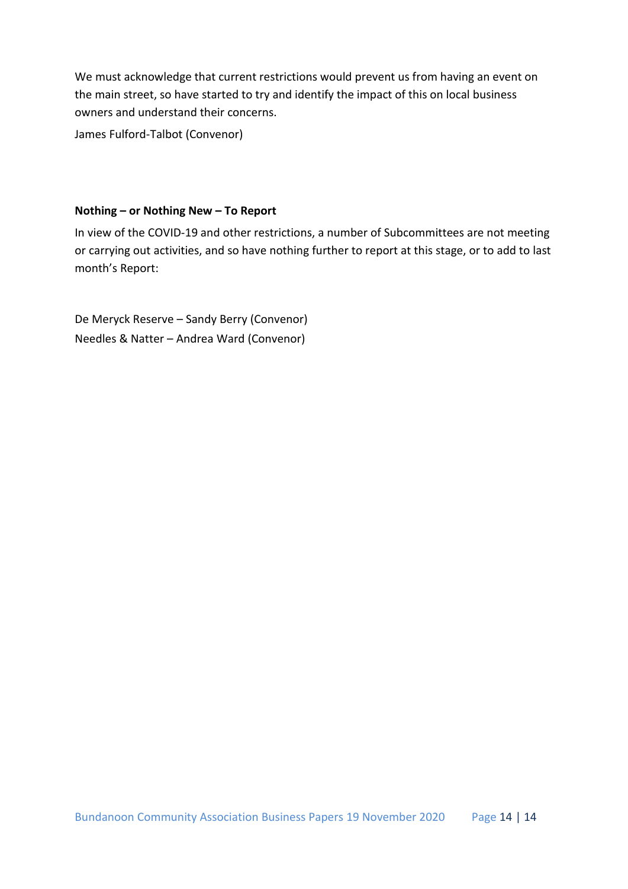We must acknowledge that current restrictions would prevent us from having an event on the main street, so have started to try and identify the impact of this on local business owners and understand their concerns.

James Fulford-Talbot (Convenor)

**Nothing – or Nothing New – To Report**

In view of the COVID-19 and other restrictions, a number of Subcommittees are not meeting or carrying out activities, and so have nothing further to report at this stage, or to add to last month's Report:

De Meryck Reserve – Sandy Berry (Convenor)
Needles & Natter – Andrea Ward (Convenor)